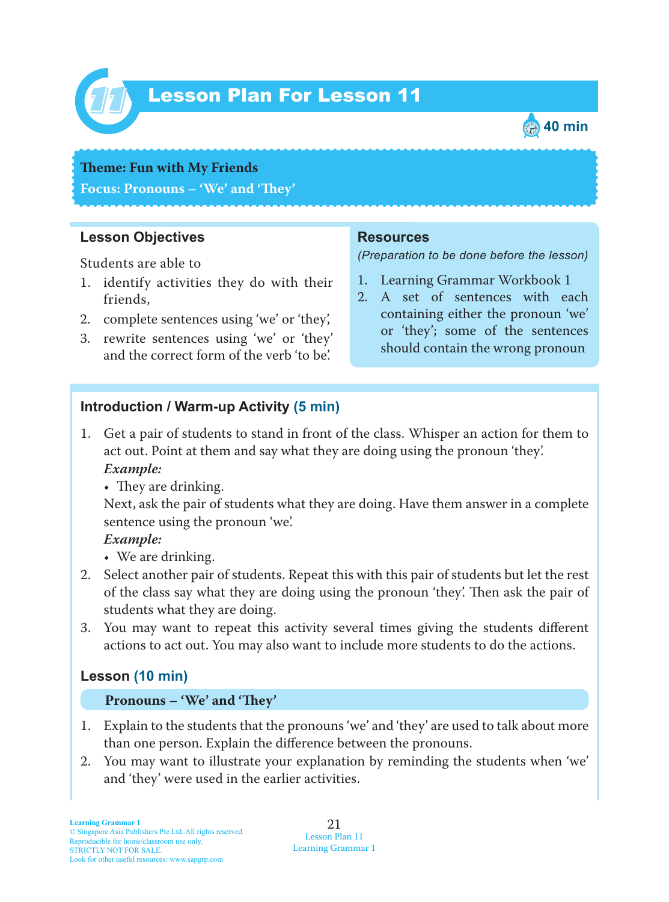# Lesson Plan For Lesson 11

40 min

**Theme: Fun with My Friends**
**Focus: Pronouns – 'We' and 'They'**

## Lesson Objectives

Students are able to

1. identify activities they do with their friends,
2. complete sentences using 'we' or 'they',
3. rewrite sentences using 'we' or 'they' and the correct form of the verb 'to be'.

## Resources

*(Preparation to be done before the lesson)*

1. Learning Grammar Workbook 1
2. A set of sentences with each containing either the pronoun 'we' or 'they'; some of the sentences should contain the wrong pronoun

## Introduction / Warm-up Activity (5 min)

1. Get a pair of students to stand in front of the class. Whisper an action for them to act out. Point at them and say what they are doing using the pronoun 'they'.
   ***Example:***
   - They are drinking.

   Next, ask the pair of students what they are doing. Have them answer in a complete sentence using the pronoun 'we'.
   ***Example:***
   - We are drinking.
2. Select another pair of students. Repeat this with this pair of students but let the rest of the class say what they are doing using the pronoun 'they'. Then ask the pair of students what they are doing.
3. You may want to repeat this activity several times giving the students different actions to act out. You may also want to include more students to do the actions.

## Lesson (10 min)

**Pronouns – 'We' and 'They'**

1. Explain to the students that the pronouns 'we' and 'they' are used to talk about more than one person. Explain the difference between the pronouns.
2. You may want to illustrate your explanation by reminding the students when 'we' and 'they' were used in the earlier activities.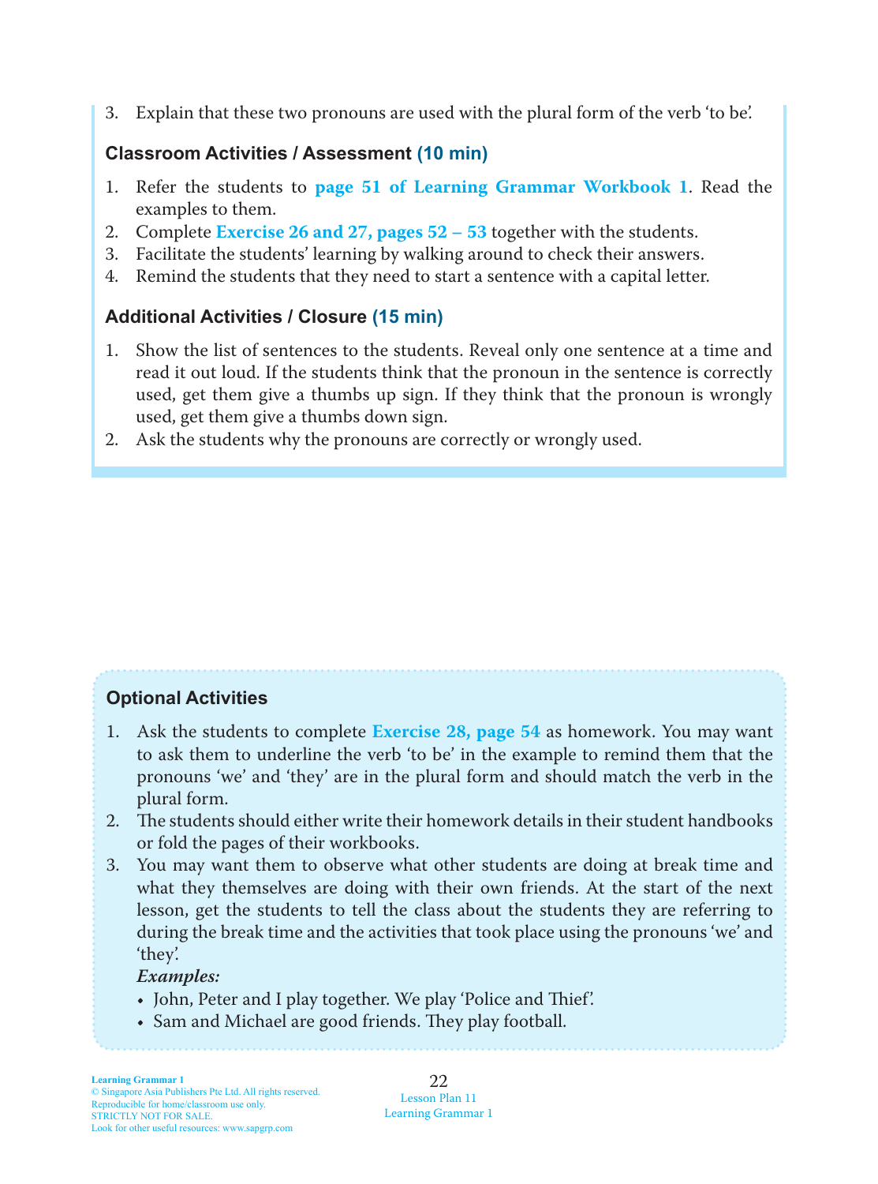3. Explain that these two pronouns are used with the plural form of the verb 'to be'.

### Classroom Activities / Assessment (10 min)

1. Refer the students to **page 51 of Learning Grammar Workbook 1**. Read the examples to them.
2. Complete **Exercise 26 and 27, pages 52 – 53** together with the students.
3. Facilitate the students' learning by walking around to check their answers.
4. Remind the students that they need to start a sentence with a capital letter.

### Additional Activities / Closure (15 min)

1. Show the list of sentences to the students. Reveal only one sentence at a time and read it out loud. If the students think that the pronoun in the sentence is correctly used, get them give a thumbs up sign. If they think that the pronoun is wrongly used, get them give a thumbs down sign.
2. Ask the students why the pronouns are correctly or wrongly used.

### Optional Activities

1. Ask the students to complete **Exercise 28, page 54** as homework. You may want to ask them to underline the verb 'to be' in the example to remind them that the pronouns 'we' and 'they' are in the plural form and should match the verb in the plural form.
2. The students should either write their homework details in their student handbooks or fold the pages of their workbooks.
3. You may want them to observe what other students are doing at break time and what they themselves are doing with their own friends. At the start of the next lesson, get the students to tell the class about the students they are referring to during the break time and the activities that took place using the pronouns 'we' and 'they'.

   ***Examples:***
   - John, Peter and I play together. We play 'Police and Thief'.
   - Sam and Michael are good friends. They play football.